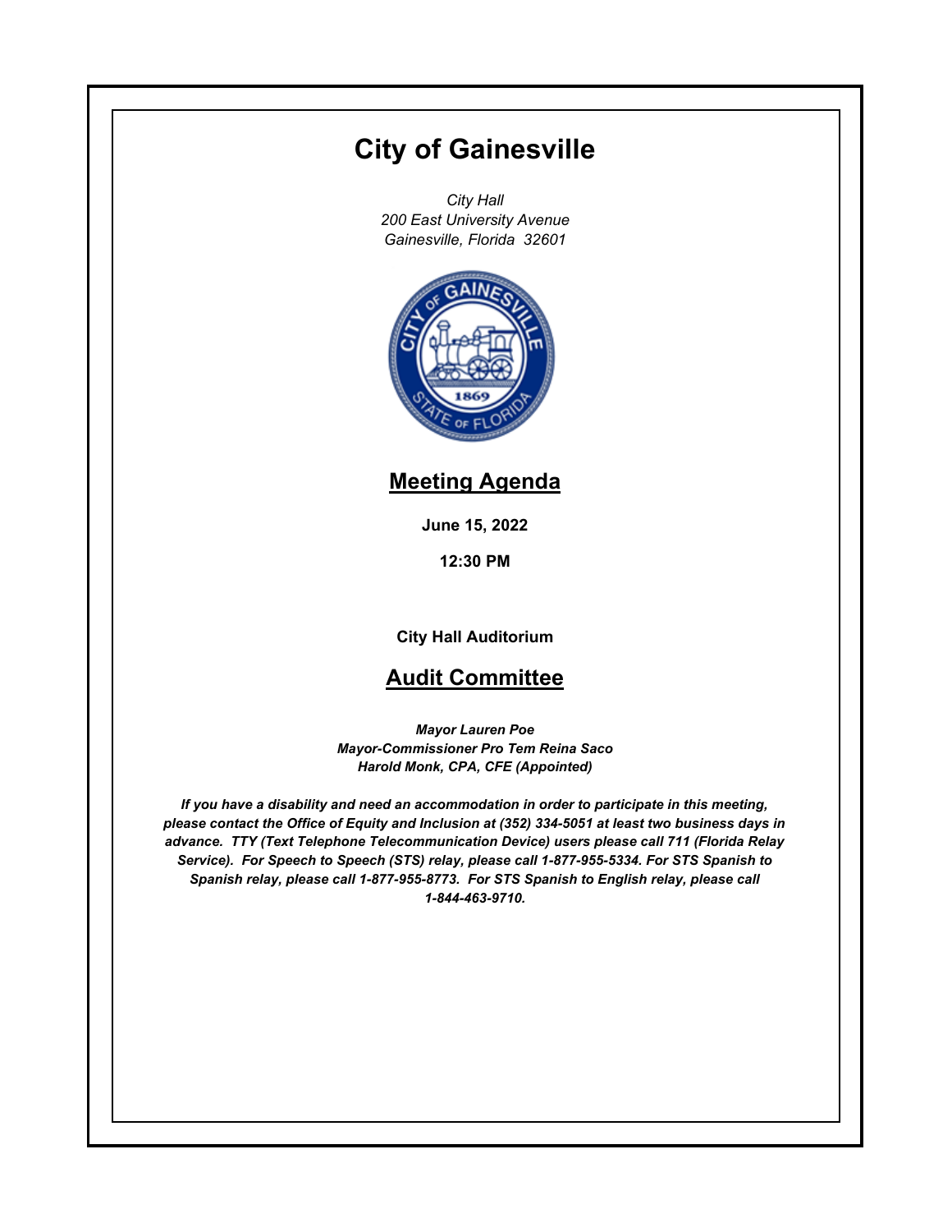# City of Gainesville

*City Hall*
*200 East University Avenue*
*Gainesville, Florida 32601*

## Meeting Agenda

**June 15, 2022**

**12:30 PM**

**City Hall Auditorium**

## Audit Committee

***Mayor Lauren Poe***
***Mayor-Commissioner Pro Tem Reina Saco***
***Harold Monk, CPA, CFE (Appointed)***

***If you have a disability and need an accommodation in order to participate in this meeting, please contact the Office of Equity and Inclusion at (352) 334-5051 at least two business days in advance. TTY (Text Telephone Telecommunication Device) users please call 711 (Florida Relay Service). For Speech to Speech (STS) relay, please call 1-877-955-5334. For STS Spanish to Spanish relay, please call 1-877-955-8773. For STS Spanish to English relay, please call 1-844-463-9710.***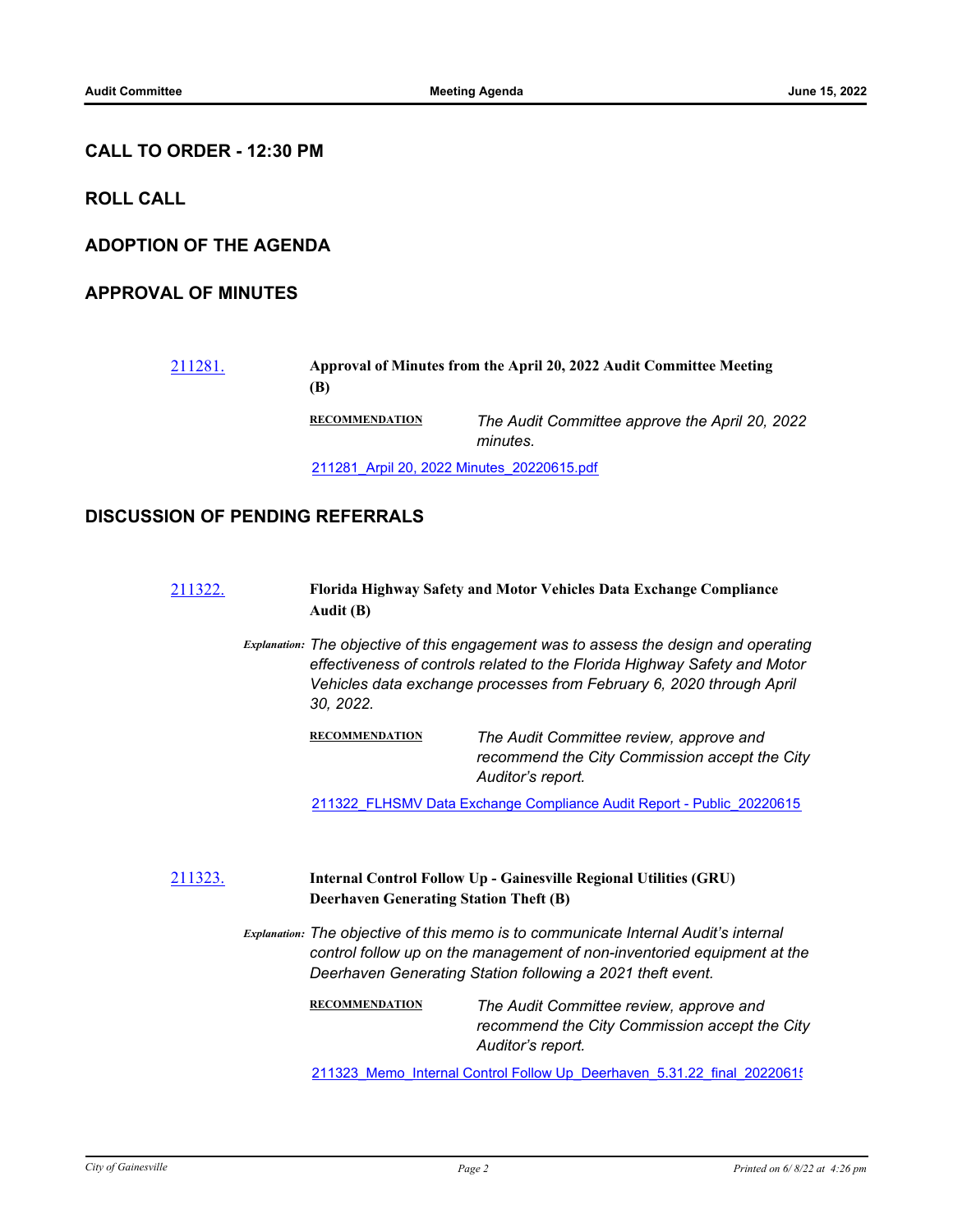## CALL TO ORDER - 12:30 PM

## ROLL CALL

## ADOPTION OF THE AGENDA

## APPROVAL OF MINUTES

[211281.](#) **Approval of Minutes from the April 20, 2022 Audit Committee Meeting (B)**

**RECOMMENDATION** *The Audit Committee approve the April 20, 2022 minutes.*

[211281_Arpil 20, 2022 Minutes_20220615.pdf](#)

## DISCUSSION OF PENDING REFERRALS

[211322.](#) **Florida Highway Safety and Motor Vehicles Data Exchange Compliance Audit (B)**

*Explanation:* *The objective of this engagement was to assess the design and operating effectiveness of controls related to the Florida Highway Safety and Motor Vehicles data exchange processes from February 6, 2020 through April 30, 2022.*

**RECOMMENDATION** *The Audit Committee review, approve and recommend the City Commission accept the City Auditor's report.*

[211322_FLHSMV Data Exchange Compliance Audit Report - Public_20220615](#)

[211323.](#) **Internal Control Follow Up - Gainesville Regional Utilities (GRU) Deerhaven Generating Station Theft (B)**

*Explanation:* *The objective of this memo is to communicate Internal Audit's internal control follow up on the management of non-inventoried equipment at the Deerhaven Generating Station following a 2021 theft event.*

**RECOMMENDATION** *The Audit Committee review, approve and recommend the City Commission accept the City Auditor's report.*

[211323_Memo_Internal Control Follow Up_Deerhaven_5.31.22_final_2022061](#)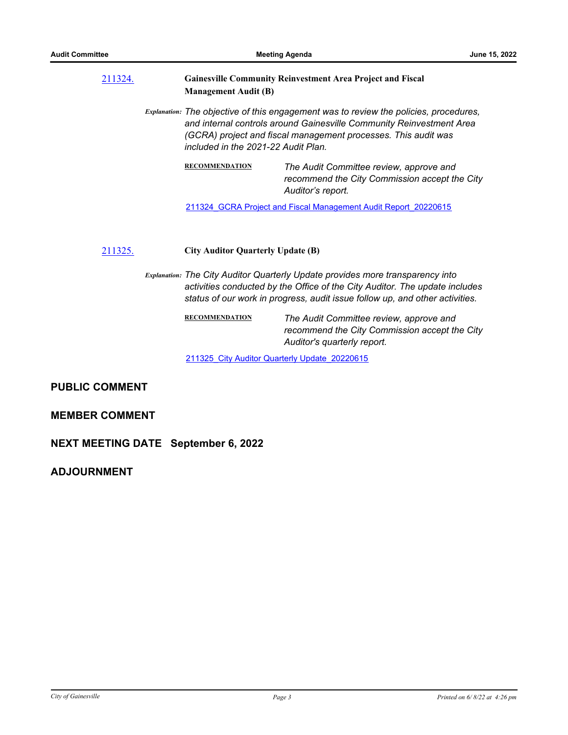211324. **Gainesville Community Reinvestment Area Project and Fiscal Management Audit (B)**

*Explanation:* *The objective of this engagement was to review the policies, procedures, and internal controls around Gainesville Community Reinvestment Area (GCRA) project and fiscal management processes. This audit was included in the 2021-22 Audit Plan.*

**RECOMMENDATION** *The Audit Committee review, approve and recommend the City Commission accept the City Auditor's report.*

211324_GCRA Project and Fiscal Management Audit Report_20220615

211325. **City Auditor Quarterly Update (B)**

*Explanation:* *The City Auditor Quarterly Update provides more transparency into activities conducted by the Office of the City Auditor. The update includes status of our work in progress, audit issue follow up, and other activities.*

**RECOMMENDATION** *The Audit Committee review, approve and recommend the City Commission accept the City Auditor's quarterly report.*

211325_City Auditor Quarterly Update_20220615

## PUBLIC COMMENT

## MEMBER COMMENT

## NEXT MEETING DATE September 6, 2022

## ADJOURNMENT